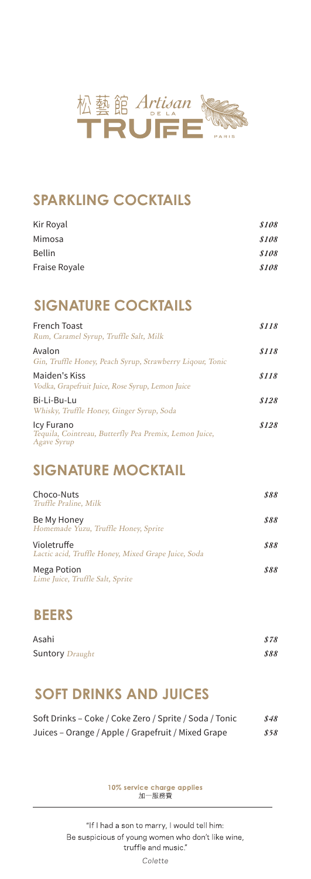松藝館 Artisan DE LA TRUFFE PARIS

## SPARKLING COCKTAILS

| | |
|---|---|
| Kir Royal | *$108* |
| Mimosa | *$108* |
| Bellin | *$108* |
| Fraise Royale | *$108* |

## SIGNATURE COCKTAILS

| | |
|---|---|
| French Toast<br>*Rum, Caramel Syrup, Truffle Salt, Milk* | *$118* |
| Avalon<br>*Gin, Truffle Honey, Peach Syrup, Strawberry Liqour, Tonic* | *$118* |
| Maiden's Kiss<br>*Vodka, Grapefruit Juice, Rose Syrup, Lemon Juice* | *$118* |
| Bi-Li-Bu-Lu<br>*Whisky, Truffle Honey, Ginger Syrup, Soda* | *$128* |
| Icy Furano<br>*Tequila, Cointreau, Butterfly Pea Premix, Lemon Juice, Agave Syrup* | *$128* |

## SIGNATURE MOCKTAIL

| | |
|---|---|
| Choco-Nuts<br>*Truffle Praline, Milk* | *$88* |
| Be My Honey<br>*Homemade Yuzu, Truffle Honey, Sprite* | *$88* |
| Violetruffe<br>*Lactic acid, Truffle Honey, Mixed Grape Juice, Soda* | *$88* |
| Mega Potion<br>*Lime Juice, Truffle Salt, Sprite* | *$88* |

## BEERS

| | |
|---|---|
| Asahi | *$78* |
| Suntory *Draught* | *$88* |

## SOFT DRINKS AND JUICES

| | |
|---|---|
| Soft Drinks – Coke / Coke Zero / Sprite / Soda / Tonic | *$48* |
| Juices – Orange / Apple / Grapefruit / Mixed Grape | *$58* |

**10% service charge applies**
加一服務費

"If I had a son to marry, I would tell him:
Be suspicious of young women who don't like wine, truffle and music."

*Colette*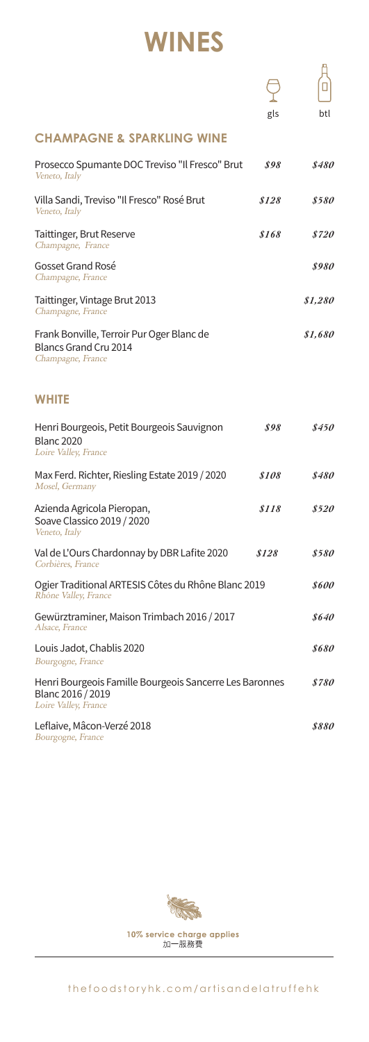# WINES

## CHAMPAGNE & SPARKLING WINE

| | gls | btl |
|---|---|---|
| Prosecco Spumante DOC Treviso "Il Fresco" Brut<br>*Veneto, Italy* | *$98* | *$480* |
| Villa Sandi, Treviso "Il Fresco" Rosé Brut<br>*Veneto, Italy* | *$128* | *$580* |
| Taittinger, Brut Reserve<br>*Champagne, France* | *$168* | *$720* |
| Gosset Grand Rosé<br>*Champagne, France* | | *$980* |
| Taittinger, Vintage Brut 2013<br>*Champagne, France* | | *$1,280* |
| Frank Bonville, Terroir Pur Oger Blanc de Blancs Grand Cru 2014<br>*Champagne, France* | | *$1,680* |

## WHITE

| | gls | btl |
|---|---|---|
| Henri Bourgeois, Petit Bourgeois Sauvignon Blanc 2020<br>*Loire Valley, France* | *$98* | *$450* |
| Max Ferd. Richter, Riesling Estate 2019 / 2020<br>*Mosel, Germany* | *$108* | *$480* |
| Azienda Agricola Pieropan, Soave Classico 2019 / 2020<br>*Veneto, Italy* | *$118* | *$520* |
| Val de L'Ours Chardonnay by DBR Lafite 2020<br>*Corbières, France* | *$128* | *$580* |
| Ogier Traditional ARTESIS Côtes du Rhône Blanc 2019<br>*Rhône Valley, France* | | *$600* |
| Gewürztraminer, Maison Trimbach 2016 / 2017<br>*Alsace, France* | | *$640* |
| Louis Jadot, Chablis 2020<br>*Bourgogne, France* | | *$680* |
| Henri Bourgeois Famille Bourgeois Sancerre Les Baronnes Blanc 2016 / 2019<br>*Loire Valley, France* | | *$780* |
| Leflaive, Mâcon-Verzé 2018<br>*Bourgogne, France* | | *$880* |

**10% service charge applies**
加一服務費

thefoodstoryhk.com/artisandelatruffehk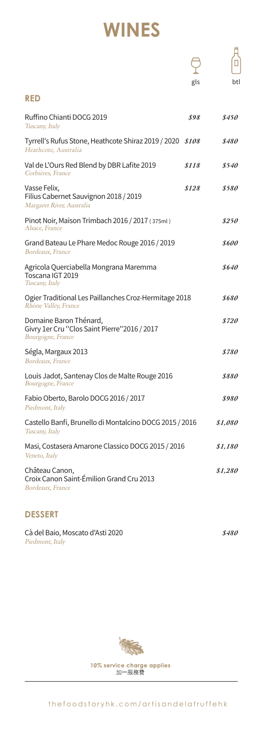# WINES

## RED

| Wine | gls | btl |
|---|---|---|
| Ruffino Chianti DOCG 2019<br>*Tuscany, Italy* | *$98* | *$450* |
| Tyrrell's Rufus Stone, Heathcote Shiraz 2019 / 2020<br>*Heathcote, Australia* | *$108* | *$480* |
| Val de L'Ours Red Blend by DBR Lafite 2019<br>*Corbières, France* | *$118* | *$540* |
| Vasse Felix, Filius Cabernet Sauvignon 2018 / 2019<br>*Margaret River, Australia* | *$128* | *$580* |
| Pinot Noir, Maison Trimbach 2016 / 2017 ( 375ml )<br>*Alsace, France* | | *$250* |
| Grand Bateau Le Phare Medoc Rouge 2016 / 2019<br>*Bordeaux, France* | | *$600* |
| Agricola Querciabella Mongrana Maremma Toscana IGT 2019<br>*Tuscany, Italy* | | *$640* |
| Ogier Traditional Les Paillanches Croz-Hermitage 2018<br>*Rhône Valley, France* | | *$680* |
| Domaine Baron Thénard, Givry 1er Cru "Clos Saint Pierre" 2016 / 2017<br>*Bourgogne, France* | | *$720* |
| Ségla, Margaux 2013<br>*Bordeaux, France* | | *$780* |
| Louis Jadot, Santenay Clos de Malte Rouge 2016<br>*Bourgogne, France* | | *$880* |
| Fabio Oberto, Barolo DOCG 2016 / 2017<br>*Piedmont, Italy* | | *$980* |
| Castello Banfi, Brunello di Montalcino DOCG 2015 / 2016<br>*Tuscany, Italy* | | *$1,080* |
| Masi, Costasera Amarone Classico DOCG 2015 / 2016<br>*Veneto, Italy* | | *$1,180* |
| Château Canon, Croix Canon Saint-Émilion Grand Cru 2013<br>*Bordeaux, France* | | *$1,280* |

## DESSERT

| Wine | gls | btl |
|---|---|---|
| Cà del Baio, Moscato d'Asti 2020<br>*Piedmont, Italy* | | *$480* |

**10% service charge applies**
加一服務費

thefoodstoryhk.com/artisandelatruffehk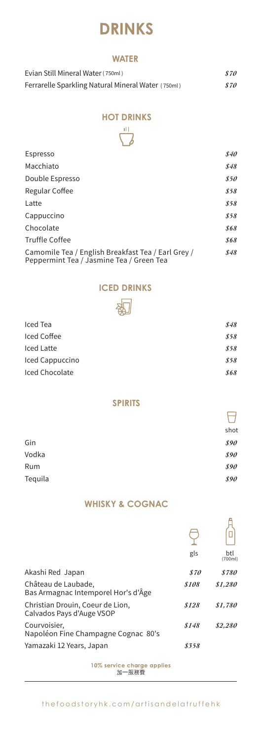# DRINKS

## WATER

| | |
|---|---|
| Evian Still Mineral Water (750ml) | *$70* |
| Ferrarelle Sparkling Natural Mineral Water (750ml) | *$70* |

## HOT DRINKS

| | |
|---|---|
| Espresso | *$40* |
| Macchiato | *$48* |
| Double Espresso | *$50* |
| Regular Coffee | *$58* |
| Latte | *$58* |
| Cappuccino | *$58* |
| Chocolate | *$68* |
| Truffle Coffee | *$68* |
| Camomile Tea / English Breakfast Tea / Earl Grey / Peppermint Tea / Jasmine Tea / Green Tea | *$48* |

## ICED DRINKS

| | |
|---|---|
| Iced Tea | *$48* |
| Iced Coffee | *$58* |
| Iced Latte | *$58* |
| Iced Cappuccino | *$58* |
| Iced Chocolate | *$68* |

## SPIRITS

| | shot |
|---|---|
| Gin | *$90* |
| Vodka | *$90* |
| Rum | *$90* |
| Tequila | *$90* |

## WHISKY & COGNAC

| | gls | btl (700ml) |
|---|---|---|
| Akashi Red Japan | *$70* | *$780* |
| Château de Laubade, Bas Armagnac Intemporel Hor's d'Âge | *$108* | *$1,280* |
| Christian Drouin, Coeur de Lion, Calvados Pays d'Auge VSOP | *$128* | *$1,780* |
| Courvoisier, Napoléon Fine Champagne Cognac 80's | *$148* | *$2,280* |
| Yamazaki 12 Years, Japan | *$358* | |

**10% service charge applies**
加一服務費

thefoodstoryhk.com/artisandelatruffehk